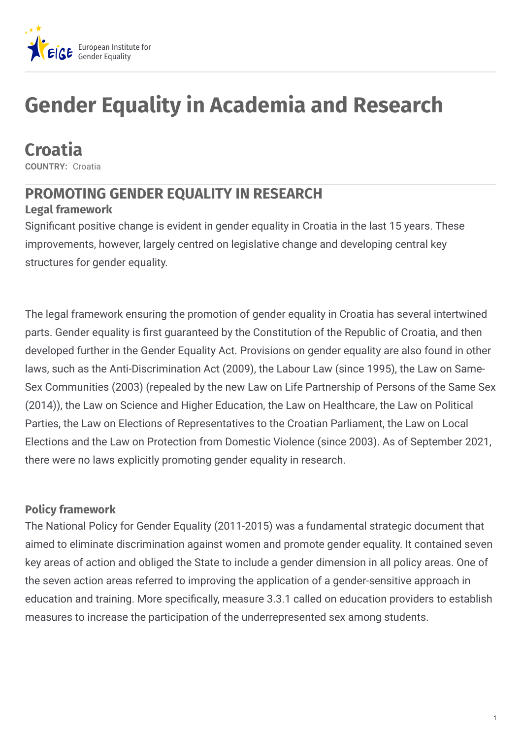# Gender Equality in Academia and Research

## Croatia

**COUNTRY:** Croatia

## PROMOTING GENDER EQUALITY IN RESEARCH

### Legal framework

Significant positive change is evident in gender equality in Croatia in the last 15 years. These improvements, however, largely centred on legislative change and developing central key structures for gender equality.

The legal framework ensuring the promotion of gender equality in Croatia has several intertwined parts. Gender equality is first guaranteed by the Constitution of the Republic of Croatia, and then developed further in the Gender Equality Act. Provisions on gender equality are also found in other laws, such as the Anti-Discrimination Act (2009), the Labour Law (since 1995), the Law on Same-Sex Communities (2003) (repealed by the new Law on Life Partnership of Persons of the Same Sex (2014)), the Law on Science and Higher Education, the Law on Healthcare, the Law on Political Parties, the Law on Elections of Representatives to the Croatian Parliament, the Law on Local Elections and the Law on Protection from Domestic Violence (since 2003). As of September 2021, there were no laws explicitly promoting gender equality in research.

### Policy framework

The National Policy for Gender Equality (2011-2015) was a fundamental strategic document that aimed to eliminate discrimination against women and promote gender equality. It contained seven key areas of action and obliged the State to include a gender dimension in all policy areas. One of the seven action areas referred to improving the application of a gender-sensitive approach in education and training. More specifically, measure 3.3.1 called on education providers to establish measures to increase the participation of the underrepresented sex among students.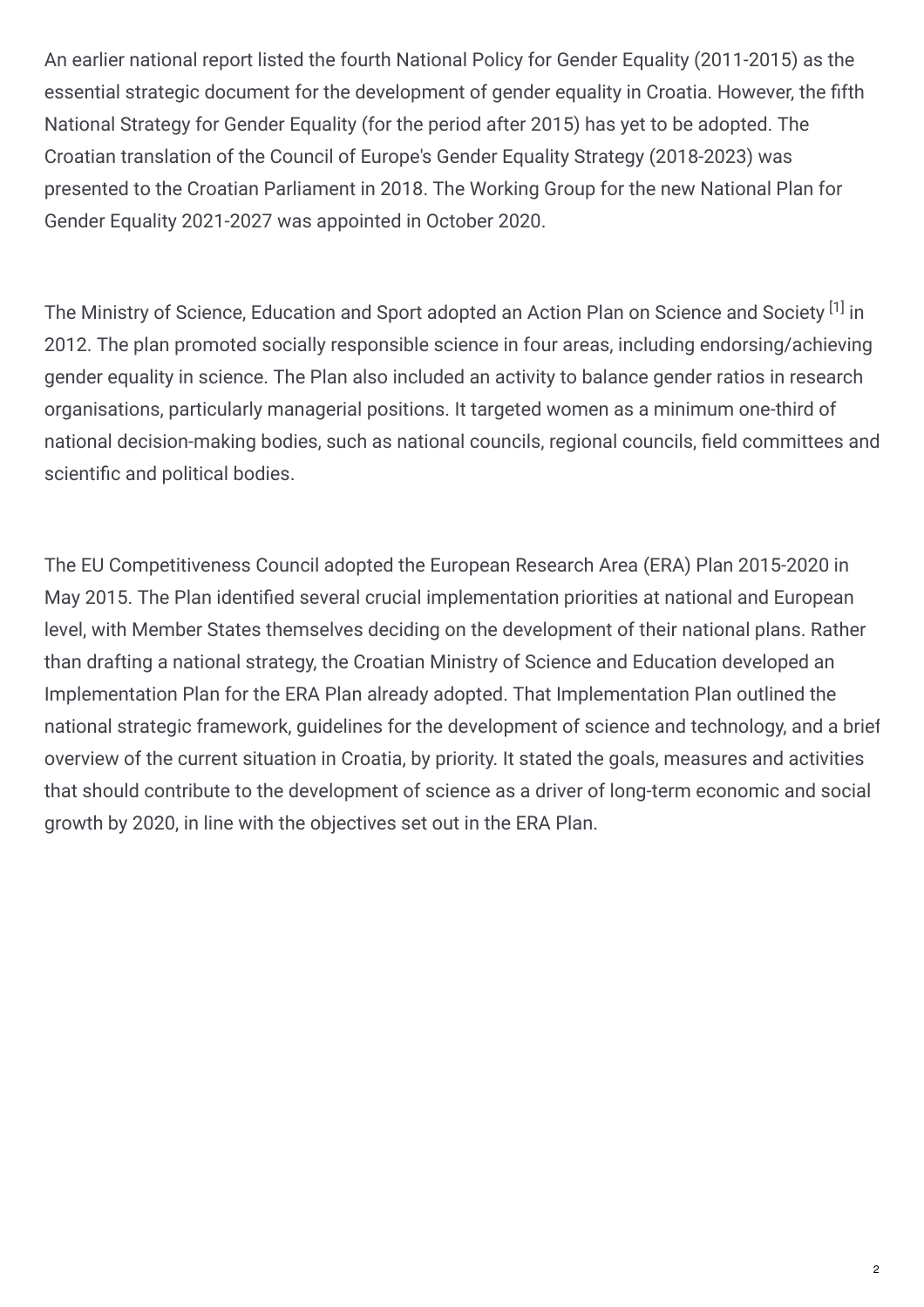An earlier national report listed the fourth National Policy for Gender Equality (2011-2015) as the essential strategic document for the development of gender equality in Croatia. However, the fifth National Strategy for Gender Equality (for the period after 2015) has yet to be adopted. The Croatian translation of the Council of Europe's Gender Equality Strategy (2018-2023) was presented to the Croatian Parliament in 2018. The Working Group for the new National Plan for Gender Equality 2021-2027 was appointed in October 2020.

The Ministry of Science, Education and Sport adopted an Action Plan on Science and Society [1] in 2012. The plan promoted socially responsible science in four areas, including endorsing/achieving gender equality in science. The Plan also included an activity to balance gender ratios in research organisations, particularly managerial positions. It targeted women as a minimum one-third of national decision-making bodies, such as national councils, regional councils, field committees and scientific and political bodies.

The EU Competitiveness Council adopted the European Research Area (ERA) Plan 2015-2020 in May 2015. The Plan identified several crucial implementation priorities at national and European level, with Member States themselves deciding on the development of their national plans. Rather than drafting a national strategy, the Croatian Ministry of Science and Education developed an Implementation Plan for the ERA Plan already adopted. That Implementation Plan outlined the national strategic framework, guidelines for the development of science and technology, and a brief overview of the current situation in Croatia, by priority. It stated the goals, measures and activities that should contribute to the development of science as a driver of long-term economic and social growth by 2020, in line with the objectives set out in the ERA Plan.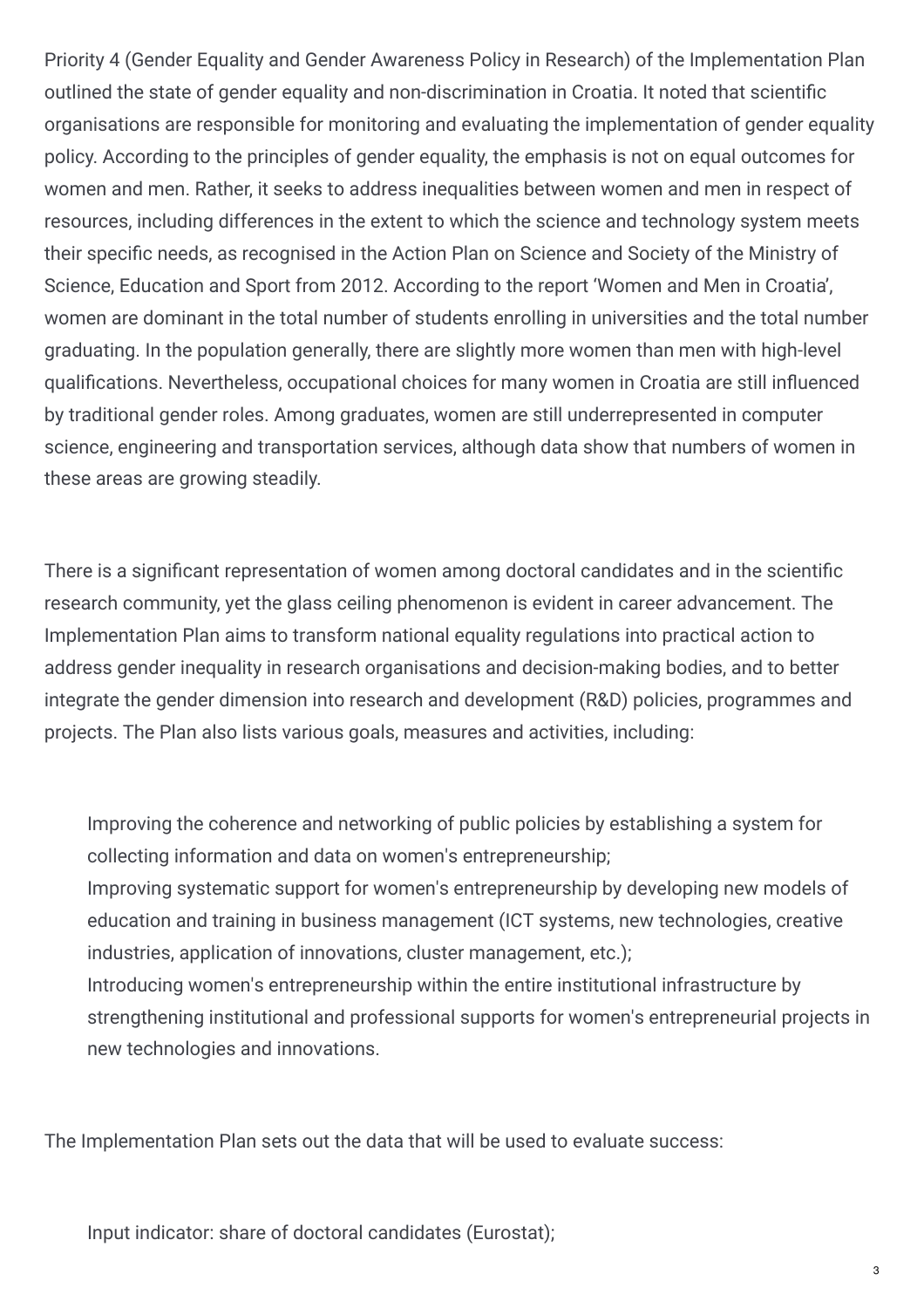Priority 4 (Gender Equality and Gender Awareness Policy in Research) of the Implementation Plan outlined the state of gender equality and non-discrimination in Croatia. It noted that scientific organisations are responsible for monitoring and evaluating the implementation of gender equality policy. According to the principles of gender equality, the emphasis is not on equal outcomes for women and men. Rather, it seeks to address inequalities between women and men in respect of resources, including differences in the extent to which the science and technology system meets their specific needs, as recognised in the Action Plan on Science and Society of the Ministry of Science, Education and Sport from 2012. According to the report 'Women and Men in Croatia', women are dominant in the total number of students enrolling in universities and the total number graduating. In the population generally, there are slightly more women than men with high-level qualifications. Nevertheless, occupational choices for many women in Croatia are still influenced by traditional gender roles. Among graduates, women are still underrepresented in computer science, engineering and transportation services, although data show that numbers of women in these areas are growing steadily.

There is a significant representation of women among doctoral candidates and in the scientific research community, yet the glass ceiling phenomenon is evident in career advancement. The Implementation Plan aims to transform national equality regulations into practical action to address gender inequality in research organisations and decision-making bodies, and to better integrate the gender dimension into research and development (R&D) policies, programmes and projects. The Plan also lists various goals, measures and activities, including:

- Improving the coherence and networking of public policies by establishing a system for collecting information and data on women's entrepreneurship;
- Improving systematic support for women's entrepreneurship by developing new models of education and training in business management (ICT systems, new technologies, creative industries, application of innovations, cluster management, etc.);
- Introducing women's entrepreneurship within the entire institutional infrastructure by strengthening institutional and professional supports for women's entrepreneurial projects in new technologies and innovations.

The Implementation Plan sets out the data that will be used to evaluate success:

- Input indicator: share of doctoral candidates (Eurostat);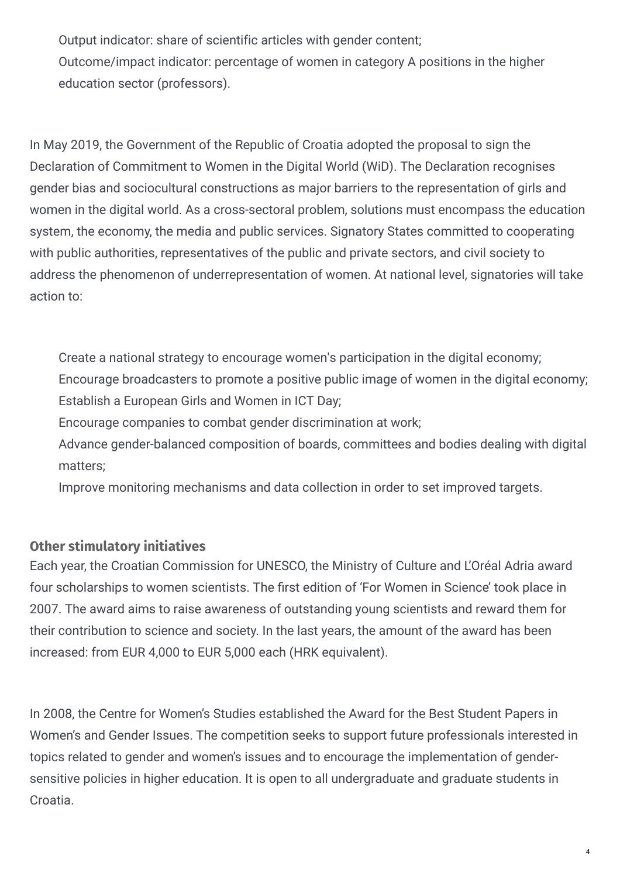- Output indicator: share of scientific articles with gender content;
- Outcome/impact indicator: percentage of women in category A positions in the higher education sector (professors).

In May 2019, the Government of the Republic of Croatia adopted the proposal to sign the Declaration of Commitment to Women in the Digital World (WiD). The Declaration recognises gender bias and sociocultural constructions as major barriers to the representation of girls and women in the digital world. As a cross-sectoral problem, solutions must encompass the education system, the economy, the media and public services. Signatory States committed to cooperating with public authorities, representatives of the public and private sectors, and civil society to address the phenomenon of underrepresentation of women. At national level, signatories will take action to:

- Create a national strategy to encourage women's participation in the digital economy;
- Encourage broadcasters to promote a positive public image of women in the digital economy;
- Establish a European Girls and Women in ICT Day;
- Encourage companies to combat gender discrimination at work;
- Advance gender-balanced composition of boards, committees and bodies dealing with digital matters;
- Improve monitoring mechanisms and data collection in order to set improved targets.

### Other stimulatory initiatives

Each year, the Croatian Commission for UNESCO, the Ministry of Culture and L'Oréal Adria award four scholarships to women scientists. The first edition of 'For Women in Science' took place in 2007. The award aims to raise awareness of outstanding young scientists and reward them for their contribution to science and society. In the last years, the amount of the award has been increased: from EUR 4,000 to EUR 5,000 each (HRK equivalent).

In 2008, the Centre for Women's Studies established the Award for the Best Student Papers in Women's and Gender Issues. The competition seeks to support future professionals interested in topics related to gender and women's issues and to encourage the implementation of gender-sensitive policies in higher education. It is open to all undergraduate and graduate students in Croatia.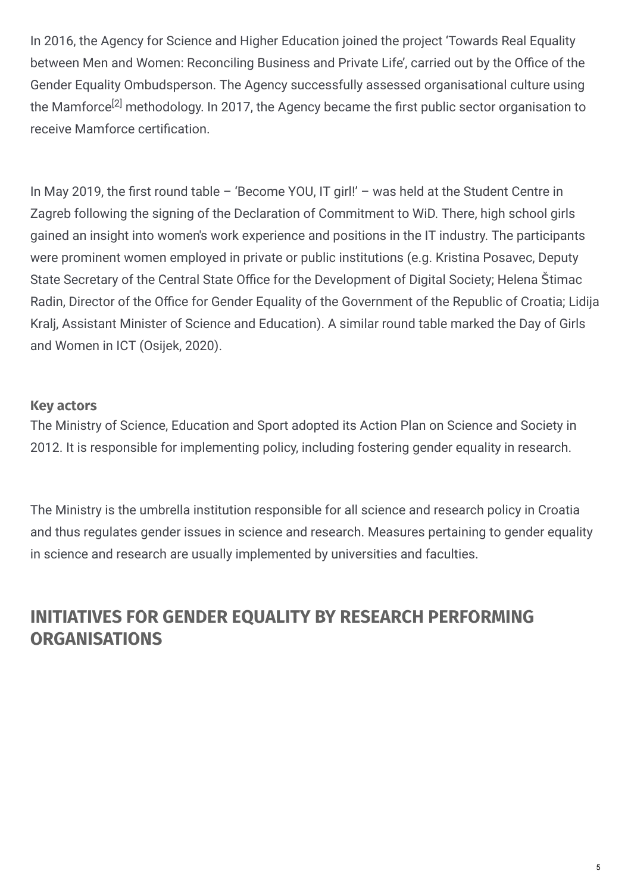In 2016, the Agency for Science and Higher Education joined the project 'Towards Real Equality between Men and Women: Reconciling Business and Private Life', carried out by the Office of the Gender Equality Ombudsperson. The Agency successfully assessed organisational culture using the Mamforce[2] methodology. In 2017, the Agency became the first public sector organisation to receive Mamforce certification.

In May 2019, the first round table – 'Become YOU, IT girl!' – was held at the Student Centre in Zagreb following the signing of the Declaration of Commitment to WiD. There, high school girls gained an insight into women's work experience and positions in the IT industry. The participants were prominent women employed in private or public institutions (e.g. Kristina Posavec, Deputy State Secretary of the Central State Office for the Development of Digital Society; Helena Štimac Radin, Director of the Office for Gender Equality of the Government of the Republic of Croatia; Lidija Kralj, Assistant Minister of Science and Education). A similar round table marked the Day of Girls and Women in ICT (Osijek, 2020).

**Key actors**

The Ministry of Science, Education and Sport adopted its Action Plan on Science and Society in 2012. It is responsible for implementing policy, including fostering gender equality in research.

The Ministry is the umbrella institution responsible for all science and research policy in Croatia and thus regulates gender issues in science and research. Measures pertaining to gender equality in science and research are usually implemented by universities and faculties.

## INITIATIVES FOR GENDER EQUALITY BY RESEARCH PERFORMING ORGANISATIONS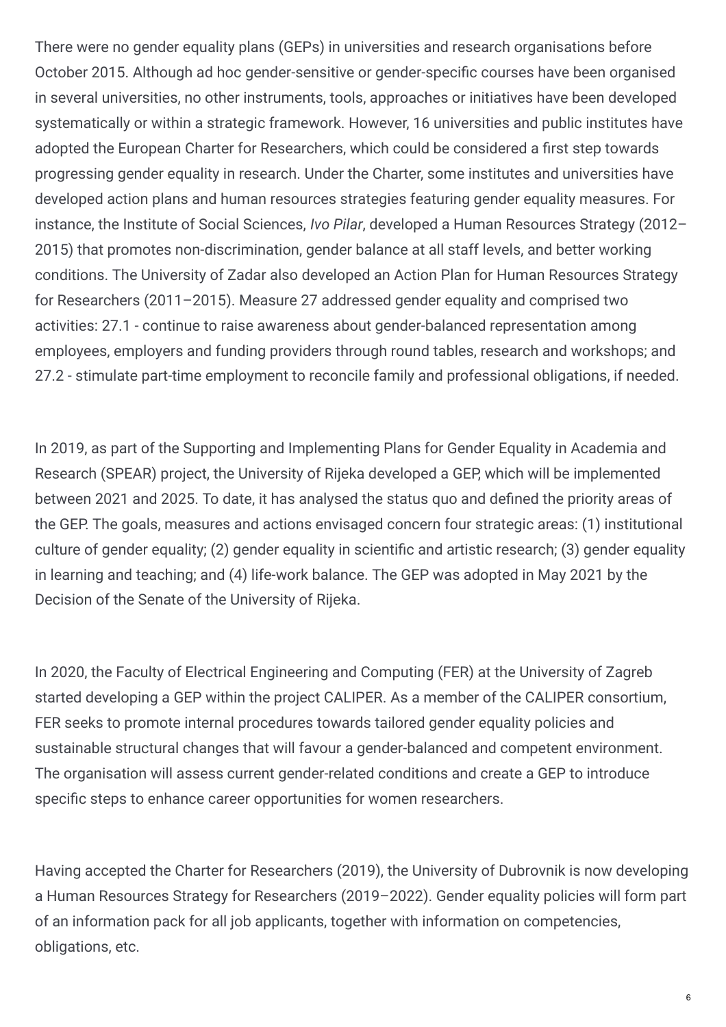There were no gender equality plans (GEPs) in universities and research organisations before October 2015. Although ad hoc gender-sensitive or gender-specific courses have been organised in several universities, no other instruments, tools, approaches or initiatives have been developed systematically or within a strategic framework. However, 16 universities and public institutes have adopted the European Charter for Researchers, which could be considered a first step towards progressing gender equality in research. Under the Charter, some institutes and universities have developed action plans and human resources strategies featuring gender equality measures. For instance, the Institute of Social Sciences, *Ivo Pilar*, developed a Human Resources Strategy (2012–2015) that promotes non-discrimination, gender balance at all staff levels, and better working conditions. The University of Zadar also developed an Action Plan for Human Resources Strategy for Researchers (2011–2015). Measure 27 addressed gender equality and comprised two activities: 27.1 - continue to raise awareness about gender-balanced representation among employees, employers and funding providers through round tables, research and workshops; and 27.2 - stimulate part-time employment to reconcile family and professional obligations, if needed.

In 2019, as part of the Supporting and Implementing Plans for Gender Equality in Academia and Research (SPEAR) project, the University of Rijeka developed a GEP, which will be implemented between 2021 and 2025. To date, it has analysed the status quo and defined the priority areas of the GEP. The goals, measures and actions envisaged concern four strategic areas: (1) institutional culture of gender equality; (2) gender equality in scientific and artistic research; (3) gender equality in learning and teaching; and (4) life-work balance. The GEP was adopted in May 2021 by the Decision of the Senate of the University of Rijeka.

In 2020, the Faculty of Electrical Engineering and Computing (FER) at the University of Zagreb started developing a GEP within the project CALIPER. As a member of the CALIPER consortium, FER seeks to promote internal procedures towards tailored gender equality policies and sustainable structural changes that will favour a gender-balanced and competent environment. The organisation will assess current gender-related conditions and create a GEP to introduce specific steps to enhance career opportunities for women researchers.

Having accepted the Charter for Researchers (2019), the University of Dubrovnik is now developing a Human Resources Strategy for Researchers (2019–2022). Gender equality policies will form part of an information pack for all job applicants, together with information on competencies, obligations, etc.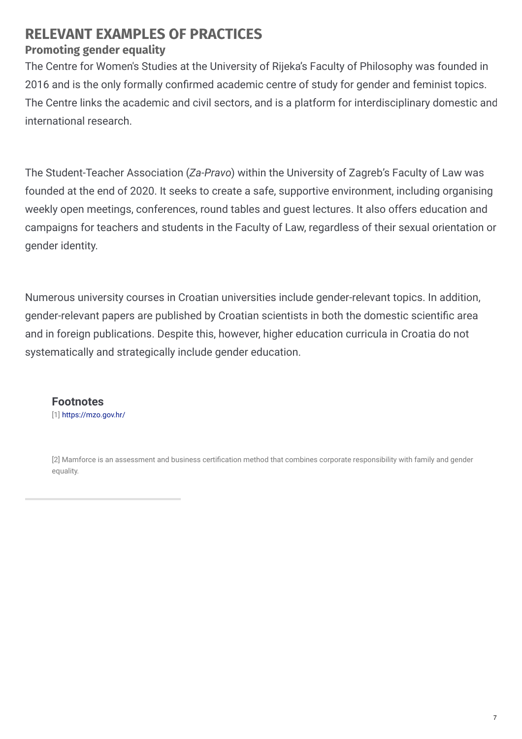# RELEVANT EXAMPLES OF PRACTICES

## Promoting gender equality

The Centre for Women's Studies at the University of Rijeka's Faculty of Philosophy was founded in 2016 and is the only formally confirmed academic centre of study for gender and feminist topics. The Centre links the academic and civil sectors, and is a platform for interdisciplinary domestic and international research.

The Student-Teacher Association (*Za-Pravo*) within the University of Zagreb's Faculty of Law was founded at the end of 2020. It seeks to create a safe, supportive environment, including organising weekly open meetings, conferences, round tables and guest lectures. It also offers education and campaigns for teachers and students in the Faculty of Law, regardless of their sexual orientation or gender identity.

Numerous university courses in Croatian universities include gender-relevant topics. In addition, gender-relevant papers are published by Croatian scientists in both the domestic scientific area and in foreign publications. Despite this, however, higher education curricula in Croatia do not systematically and strategically include gender education.

**Footnotes**

[1] https://mzo.gov.hr/

[2] Mamforce is an assessment and business certification method that combines corporate responsibility with family and gender equality.